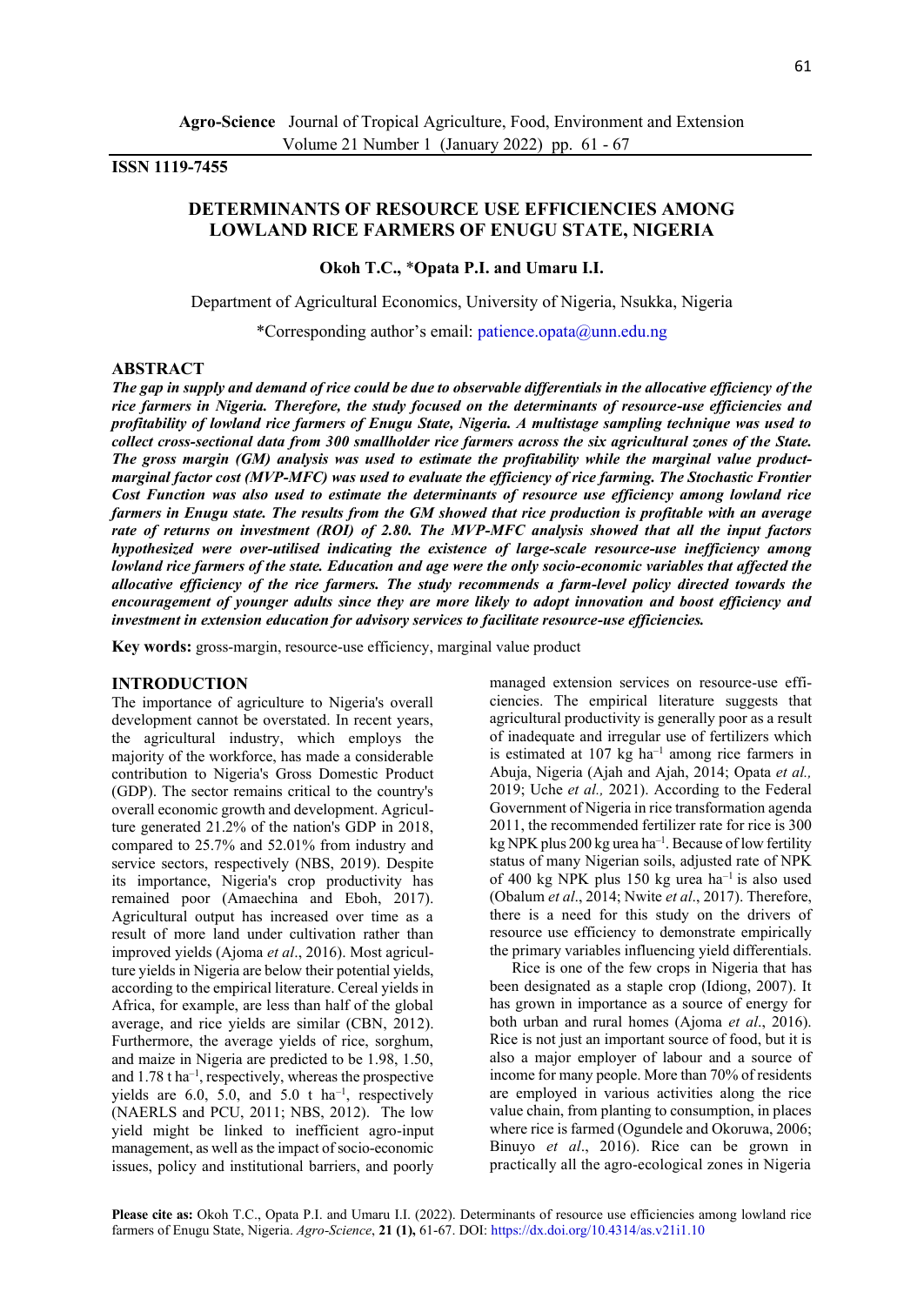**Agro-Science** Journal of Tropical Agriculture, Food, Environment and Extension
Volume 21 Number 1 (January 2022) pp. 61 - 67

**ISSN 1119-7455**

# DETERMINANTS OF RESOURCE USE EFFICIENCIES AMONG LOWLAND RICE FARMERS OF ENUGU STATE, NIGERIA

**Okoh T.C., \*Opata P.I. and Umaru I.I.**

Department of Agricultural Economics, University of Nigeria, Nsukka, Nigeria

\*Corresponding author's email: patience.opata@unn.edu.ng

## ABSTRACT

***The gap in supply and demand of rice could be due to observable differentials in the allocative efficiency of the rice farmers in Nigeria. Therefore, the study focused on the determinants of resource-use efficiencies and profitability of lowland rice farmers of Enugu State, Nigeria. A multistage sampling technique was used to collect cross-sectional data from 300 smallholder rice farmers across the six agricultural zones of the State. The gross margin (GM) analysis was used to estimate the profitability while the marginal value product-marginal factor cost (MVP-MFC) was used to evaluate the efficiency of rice farming. The Stochastic Frontier Cost Function was also used to estimate the determinants of resource use efficiency among lowland rice farmers in Enugu state. The results from the GM showed that rice production is profitable with an average rate of returns on investment (ROI) of 2.80. The MVP-MFC analysis showed that all the input factors hypothesized were over-utilised indicating the existence of large-scale resource-use inefficiency among lowland rice farmers of the state. Education and age were the only socio-economic variables that affected the allocative efficiency of the rice farmers. The study recommends a farm-level policy directed towards the encouragement of younger adults since they are more likely to adopt innovation and boost efficiency and investment in extension education for advisory services to facilitate resource-use efficiencies.***

**Key words:** gross-margin, resource-use efficiency, marginal value product

## INTRODUCTION

The importance of agriculture to Nigeria's overall development cannot be overstated. In recent years, the agricultural industry, which employs the majority of the workforce, has made a considerable contribution to Nigeria's Gross Domestic Product (GDP). The sector remains critical to the country's overall economic growth and development. Agriculture generated 21.2% of the nation's GDP in 2018, compared to 25.7% and 52.01% from industry and service sectors, respectively (NBS, 2019). Despite its importance, Nigeria's crop productivity has remained poor (Amaechina and Eboh, 2017). Agricultural output has increased over time as a result of more land under cultivation rather than improved yields (Ajoma *et al*., 2016). Most agriculture yields in Nigeria are below their potential yields, according to the empirical literature. Cereal yields in Africa, for example, are less than half of the global average, and rice yields are similar (CBN, 2012). Furthermore, the average yields of rice, sorghum, and maize in Nigeria are predicted to be 1.98, 1.50, and 1.78 t ha$^{-1}$, respectively, whereas the prospective yields are 6.0, 5.0, and 5.0 t ha$^{-1}$, respectively (NAERLS and PCU, 2011; NBS, 2012). The low yield might be linked to inefficient agro-input management, as well as the impact of socio-economic issues, policy and institutional barriers, and poorly managed extension services on resource-use efficiencies. The empirical literature suggests that agricultural productivity is generally poor as a result of inadequate and irregular use of fertilizers which is estimated at 107 kg ha$^{-1}$ among rice farmers in Abuja, Nigeria (Ajah and Ajah, 2014; Opata *et al.,* 2019; Uche *et al.,* 2021). According to the Federal Government of Nigeria in rice transformation agenda 2011, the recommended fertilizer rate for rice is 300 kg NPK plus 200 kg urea ha$^{-1}$. Because of low fertility status of many Nigerian soils, adjusted rate of NPK of 400 kg NPK plus 150 kg urea ha$^{-1}$ is also used (Obalum *et al*., 2014; Nwite *et al*., 2017). Therefore, there is a need for this study on the drivers of resource use efficiency to demonstrate empirically the primary variables influencing yield differentials.

Rice is one of the few crops in Nigeria that has been designated as a staple crop (Idiong, 2007). It has grown in importance as a source of energy for both urban and rural homes (Ajoma *et al*., 2016). Rice is not just an important source of food, but it is also a major employer of labour and a source of income for many people. More than 70% of residents are employed in various activities along the rice value chain, from planting to consumption, in places where rice is farmed (Ogundele and Okoruwa, 2006; Binuyo *et al*., 2016). Rice can be grown in practically all the agro-ecological zones in Nigeria

**Please cite as:** Okoh T.C., Opata P.I. and Umaru I.I. (2022). Determinants of resource use efficiencies among lowland rice farmers of Enugu State, Nigeria. *Agro-Science*, **21 (1),** 61-67. DOI: https://dx.doi.org/10.4314/as.v21i1.10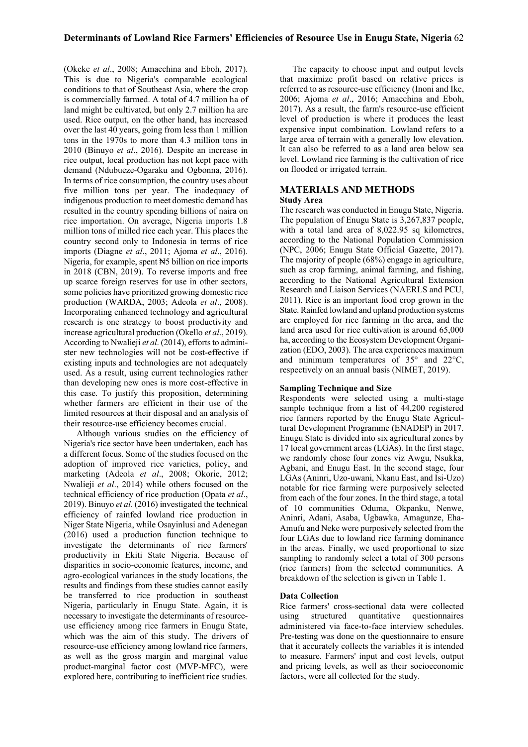(Okeke *et al*., 2008; Amaechina and Eboh, 2017). This is due to Nigeria's comparable ecological conditions to that of Southeast Asia, where the crop is commercially farmed. A total of 4.7 million ha of land might be cultivated, but only 2.7 million ha are used. Rice output, on the other hand, has increased over the last 40 years, going from less than 1 million tons in the 1970s to more than 4.3 million tons in 2010 (Binuyo *et al*., 2016). Despite an increase in rice output, local production has not kept pace with demand (Ndubueze-Ogaraku and Ogbonna, 2016). In terms of rice consumption, the country uses about five million tons per year. The inadequacy of indigenous production to meet domestic demand has resulted in the country spending billions of naira on rice importation. On average, Nigeria imports 1.8 million tons of milled rice each year. This places the country second only to Indonesia in terms of rice imports (Diagne *et al*., 2011; Ajoma *et al*., 2016). Nigeria, for example, spent ₦5 billion on rice imports in 2018 (CBN, 2019). To reverse imports and free up scarce foreign reserves for use in other sectors, some policies have prioritized growing domestic rice production (WARDA, 2003; Adeola *et al*., 2008). Incorporating enhanced technology and agricultural research is one strategy to boost productivity and increase agricultural production (Okello *et al*., 2019). According to Nwalieji *et al*. (2014), efforts to administer new technologies will not be cost-effective if existing inputs and technologies are not adequately used. As a result, using current technologies rather than developing new ones is more cost-effective in this case. To justify this proposition, determining whether farmers are efficient in their use of the limited resources at their disposal and an analysis of their resource-use efficiency becomes crucial.

Although various studies on the efficiency of Nigeria's rice sector have been undertaken, each has a different focus. Some of the studies focused on the adoption of improved rice varieties, policy, and marketing (Adeola *et al*., 2008; Okorie, 2012; Nwalieji *et al*., 2014) while others focused on the technical efficiency of rice production (Opata *et al*., 2019). Binuyo *et al*. (2016) investigated the technical efficiency of rainfed lowland rice production in Niger State Nigeria, while Osayinlusi and Adenegan (2016) used a production function technique to investigate the determinants of rice farmers' productivity in Ekiti State Nigeria. Because of disparities in socio-economic features, income, and agro-ecological variances in the study locations, the results and findings from these studies cannot easily be transferred to rice production in southeast Nigeria, particularly in Enugu State. Again, it is necessary to investigate the determinants of resource-use efficiency among rice farmers in Enugu State, which was the aim of this study. The drivers of resource-use efficiency among lowland rice farmers, as well as the gross margin and marginal value product-marginal factor cost (MVP-MFC), were explored here, contributing to inefficient rice studies.

The capacity to choose input and output levels that maximize profit based on relative prices is referred to as resource-use efficiency (Inoni and Ike, 2006; Ajoma *et al*., 2016; Amaechina and Eboh, 2017). As a result, the farm's resource-use efficient level of production is where it produces the least expensive input combination. Lowland refers to a large area of terrain with a generally low elevation. It can also be referred to as a land area below sea level. Lowland rice farming is the cultivation of rice on flooded or irrigated terrain.

## MATERIALS AND METHODS

### Study Area

The research was conducted in Enugu State, Nigeria. The population of Enugu State is 3,267,837 people, with a total land area of 8,022.95 sq kilometres, according to the National Population Commission (NPC, 2006; Enugu State Official Gazette, 2017). The majority of people (68%) engage in agriculture, such as crop farming, animal farming, and fishing, according to the National Agricultural Extension Research and Liaison Services (NAERLS and PCU, 2011). Rice is an important food crop grown in the State. Rainfed lowland and upland production systems are employed for rice farming in the area, and the land area used for rice cultivation is around 65,000 ha, according to the Ecosystem Development Organization (EDO, 2003). The area experiences maximum and minimum temperatures of 35° and 22°C, respectively on an annual basis (NIMET, 2019).

### Sampling Technique and Size

Respondents were selected using a multi-stage sample technique from a list of 44,200 registered rice farmers reported by the Enugu State Agricultural Development Programme (ENADEP) in 2017. Enugu State is divided into six agricultural zones by 17 local government areas (LGAs). In the first stage, we randomly chose four zones viz Awgu, Nsukka, Agbani, and Enugu East. In the second stage, four LGAs (Aninri, Uzo-uwani, Nkanu East, and Isi-Uzo) notable for rice farming were purposively selected from each of the four zones. In the third stage, a total of 10 communities Oduma, Okpanku, Nenwe, Aninri, Adani, Asaba, Ugbawka, Amagunze, Eha-Amufu and Neke were purposively selected from the four LGAs due to lowland rice farming dominance in the areas. Finally, we used proportional to size sampling to randomly select a total of 300 persons (rice farmers) from the selected communities. A breakdown of the selection is given in Table 1.

### Data Collection

Rice farmers' cross-sectional data were collected using structured quantitative questionnaires administered via face-to-face interview schedules. Pre-testing was done on the questionnaire to ensure that it accurately collects the variables it is intended to measure. Farmers' input and cost levels, output and pricing levels, as well as their socioeconomic factors, were all collected for the study.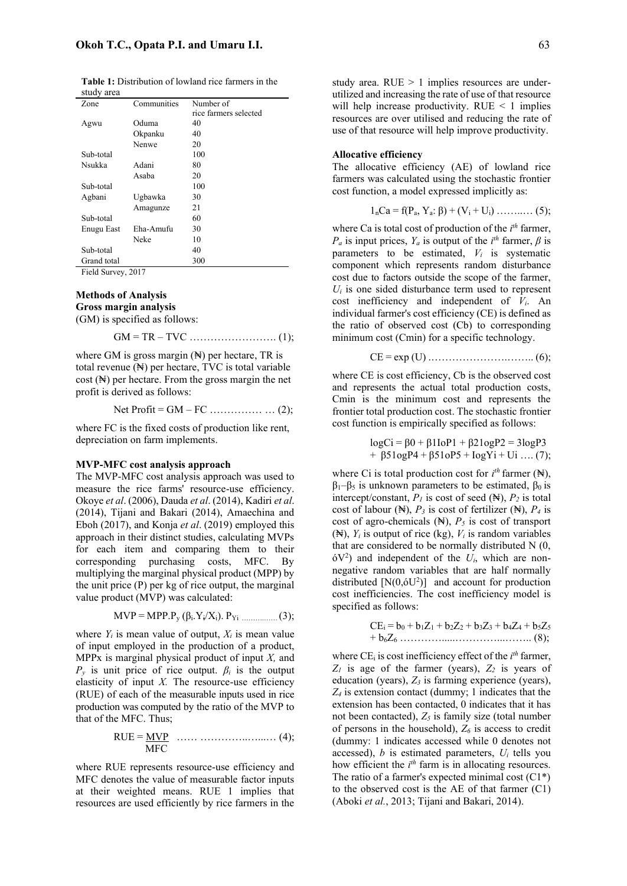**Table 1:** Distribution of lowland rice farmers in the study area

| Zone | Communities | Number of rice farmers selected |
|---|---|---|
| Agwu | Oduma | 40 |
| | Okpanku | 40 |
| | Nenwe | 20 |
| Sub-total | | 100 |
| Nsukka | Adani | 80 |
| | Asaba | 20 |
| Sub-total | | 100 |
| Agbani | Ugbawka | 30 |
| | Amagunze | 21 |
| Sub-total | | 60 |
| Enugu East | Eha-Amufu | 30 |
| | Neke | 10 |
| Sub-total | | 40 |
| Grand total | | 300 |

Field Survey, 2017

### Methods of Analysis

#### Gross margin analysis

(GM) is specified as follows:

$$GM = TR – TVC \ldots\ldots\ldots\ldots (1);$$

where GM is gross margin (₦) per hectare, TR is total revenue (₦) per hectare, TVC is total variable cost (₦) per hectare. From the gross margin the net profit is derived as follows:

$$\text{Net Profit} = GM – FC \ldots\ldots\ldots\ldots (2);$$

where FC is the fixed costs of production like rent, depreciation on farm implements.

#### MVP-MFC cost analysis approach

The MVP-MFC cost analysis approach was used to measure the rice farms' resource-use efficiency. Okoye *et al*. (2006), Dauda *et al*. (2014), Kadiri *et al*. (2014), Tijani and Bakari (2014), Amaechina and Eboh (2017), and Konja *et al*. (2019) employed this approach in their distinct studies, calculating MVPs for each item and comparing them to their corresponding purchasing costs, MFC. By multiplying the marginal physical product (MPP) by the unit price (P) per kg of rice output, the marginal value product (MVP) was calculated:

$$MVP = MPP.P_y\ (\beta_i.Y_i/X_i).\ P_{Yi} \ldots\ldots\ldots (3);$$

where $Y_i$ is mean value of output, $X_i$ is mean value of input employed in the production of a product, MPPx is marginal physical product of input $X$, and $P_y$ is unit price of rice output. $\beta_i$ is the output elasticity of input $X$. The resource-use efficiency (RUE) of each of the measurable inputs used in rice production was computed by the ratio of the MVP to that of the MFC. Thus;

$$RUE = \frac{MVP}{MFC} \ldots\ldots\ldots\ldots (4);$$

where RUE represents resource-use efficiency and MFC denotes the value of measurable factor inputs at their weighted means. RUE 1 implies that resources are used efficiently by rice farmers in the study area. RUE > 1 implies resources are under-utilized and increasing the rate of use of that resource will help increase productivity. RUE < 1 implies resources are over utilised and reducing the rate of use of that resource will help improve productivity.

#### Allocative efficiency

The allocative efficiency (AE) of lowland rice farmers was calculated using the stochastic frontier cost function, a model expressed implicitly as:

$$1_nCa = f(P_a, Y_a: \beta) + (V_i + U_i) \ldots\ldots\ldots (5);$$

where Ca is total cost of production of the $i^{th}$ farmer, $P_a$ is input prices, $Y_a$ is output of the $i^{th}$ farmer, $\beta$ is parameters to be estimated, $V_i$ is systematic component which represents random disturbance cost due to factors outside the scope of the farmer, $U_i$ is one sided disturbance term used to represent cost inefficiency and independent of $V_i$. An individual farmer's cost efficiency (CE) is defined as the ratio of observed cost (Cb) to corresponding minimum cost (Cmin) for a specific technology.

$$CE = \exp(U) \ldots\ldots\ldots\ldots (6);$$

where CE is cost efficiency, Cb is the observed cost and represents the actual total production costs, Cmin is the minimum cost and represents the frontier total production cost. The stochastic frontier cost function is empirically specified as follows:

$$\log Ci = \beta 0 + \beta 1 I o P1 + \beta 21 o g P2 = 3 \log P3 + \beta 51 o g P4 + \beta 51 o P5 + I o g Y i + U i \ldots (7);$$

where Ci is total production cost for $i^{th}$ farmer (₦), $\beta_1$–$\beta_5$ is unknown parameters to be estimated, $\beta_0$ is intercept/constant, $P_1$ is cost of seed (₦), $P_2$ is total cost of labour (₦), $P_3$ is cost of fertilizer (₦), $P_4$ is cost of agro-chemicals (₦), $P_5$ is cost of transport (₦), $Y_i$ is output of rice (kg), $V_i$ is random variables that are considered to be normally distributed N (0, $óV^2$) and independent of the $U_i$, which are non-negative random variables that are half normally distributed [N(0,$óU^2$)] and account for production cost inefficiencies. The cost inefficiency model is specified as follows:

$$CE_i = b_0 + b_1Z_1 + b_2Z_2 + b_3Z_3 + b_4Z_4 + b_5Z_5 + b_6Z_6 \ldots\ldots\ldots\ldots (8);$$

where $CE_i$ is cost inefficiency effect of the $i^{th}$ farmer, $Z_1$ is age of the farmer (years), $Z_2$ is years of education (years), $Z_3$ is farming experience (years), $Z_4$ is extension contact (dummy; 1 indicates that the extension has been contacted, 0 indicates that it has not been contacted), $Z_5$ is family size (total number of persons in the household), $Z_6$ is access to credit (dummy: 1 indicates accessed while 0 denotes not accessed), *b* is estimated parameters, $U_i$ tells you how efficient the $i^{th}$ farm is in allocating resources. The ratio of a farmer's expected minimal cost (C1*) to the observed cost is the AE of that farmer (C1) (Aboki *et al.*, 2013; Tijani and Bakari, 2014).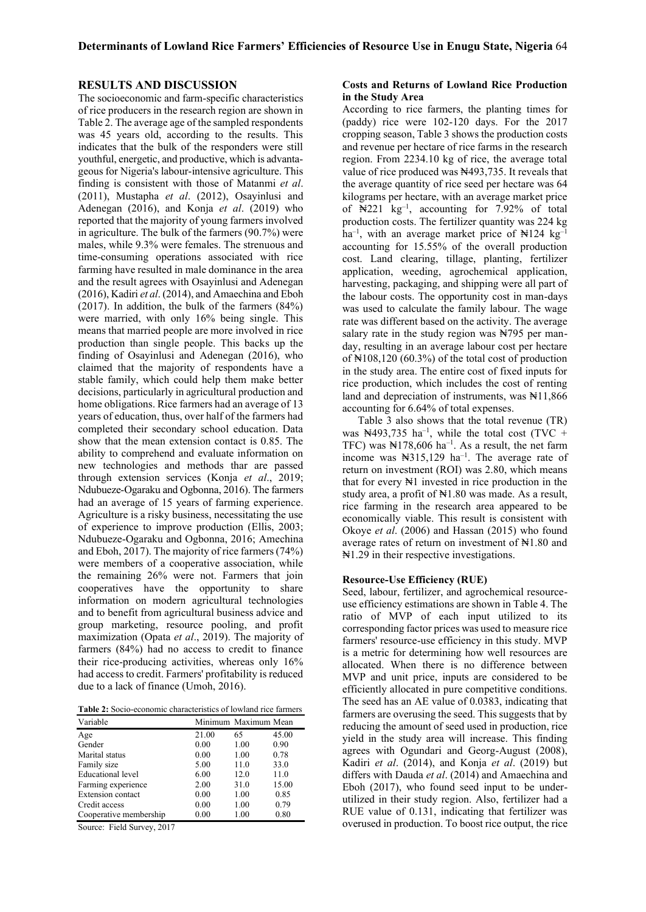## RESULTS AND DISCUSSION

The socioeconomic and farm-specific characteristics of rice producers in the research region are shown in Table 2. The average age of the sampled respondents was 45 years old, according to the results. This indicates that the bulk of the responders were still youthful, energetic, and productive, which is advantageous for Nigeria's labour-intensive agriculture. This finding is consistent with those of Matanmi *et al*. (2011), Mustapha *et al*. (2012), Osayinlusi and Adenegan (2016), and Konja *et al*. (2019) who reported that the majority of young farmers involved in agriculture. The bulk of the farmers (90.7%) were males, while 9.3% were females. The strenuous and time-consuming operations associated with rice farming have resulted in male dominance in the area and the result agrees with Osayinlusi and Adenegan (2016), Kadiri *et al*. (2014), and Amaechina and Eboh (2017). In addition, the bulk of the farmers (84%) were married, with only 16% being single. This means that married people are more involved in rice production than single people. This backs up the finding of Osayinlusi and Adenegan (2016), who claimed that the majority of respondents have a stable family, which could help them make better decisions, particularly in agricultural production and home obligations. Rice farmers had an average of 13 years of education, thus, over half of the farmers had completed their secondary school education. Data show that the mean extension contact is 0.85. The ability to comprehend and evaluate information on new technologies and methods thar are passed through extension services (Konja *et al*., 2019; Ndubueze-Ogaraku and Ogbonna, 2016). The farmers had an average of 15 years of farming experience. Agriculture is a risky business, necessitating the use of experience to improve production (Ellis, 2003; Ndubueze-Ogaraku and Ogbonna, 2016; Amechina and Eboh, 2017). The majority of rice farmers (74%) were members of a cooperative association, while the remaining 26% were not. Farmers that join cooperatives have the opportunity to share information on modern agricultural technologies and to benefit from agricultural business advice and group marketing, resource pooling, and profit maximization (Opata *et al*., 2019). The majority of farmers (84%) had no access to credit to finance their rice-producing activities, whereas only 16% had access to credit. Farmers' profitability is reduced due to a lack of finance (Umoh, 2016).

**Table 2:** Socio-economic characteristics of lowland rice farmers

| Variable | Minimum | Maximum | Mean |
|---|---|---|---|
| Age | 21.00 | 65 | 45.00 |
| Gender | 0.00 | 1.00 | 0.90 |
| Marital status | 0.00 | 1.00 | 0.78 |
| Family size | 5.00 | 11.0 | 33.0 |
| Educational level | 6.00 | 12.0 | 11.0 |
| Farming experience | 2.00 | 31.0 | 15.00 |
| Extension contact | 0.00 | 1.00 | 0.85 |
| Credit access | 0.00 | 1.00 | 0.79 |
| Cooperative membership | 0.00 | 1.00 | 0.80 |

Source: Field Survey, 2017

### Costs and Returns of Lowland Rice Production in the Study Area

According to rice farmers, the planting times for (paddy) rice were 102-120 days. For the 2017 cropping season, Table 3 shows the production costs and revenue per hectare of rice farms in the research region. From 2234.10 kg of rice, the average total value of rice produced was ₦493,735. It reveals that the average quantity of rice seed per hectare was 64 kilograms per hectare, with an average market price of ₦221 $kg^{-1}$, accounting for 7.92% of total production costs. The fertilizer quantity was 224 kg $ha^{-1}$, with an average market price of ₦124 $kg^{-1}$ accounting for 15.55% of the overall production cost. Land clearing, tillage, planting, fertilizer application, weeding, agrochemical application, harvesting, packaging, and shipping were all part of the labour costs. The opportunity cost in man-days was used to calculate the family labour. The wage rate was different based on the activity. The average salary rate in the study region was ₦795 per man-day, resulting in an average labour cost per hectare of ₦108,120 (60.3%) of the total cost of production in the study area. The entire cost of fixed inputs for rice production, which includes the cost of renting land and depreciation of instruments, was ₦11,866 accounting for 6.64% of total expenses.

Table 3 also shows that the total revenue (TR) was ₦493,735 $ha^{-1}$, while the total cost (TVC + TFC) was ₦178,606 $ha^{-1}$. As a result, the net farm income was ₦315,129 $ha^{-1}$. The average rate of return on investment (ROI) was 2.80, which means that for every ₦1 invested in rice production in the study area, a profit of ₦1.80 was made. As a result, rice farming in the research area appeared to be economically viable. This result is consistent with Okoye *et al*. (2006) and Hassan (2015) who found average rates of return on investment of ₦1.80 and ₦1.29 in their respective investigations.

### Resource-Use Efficiency (RUE)

Seed, labour, fertilizer, and agrochemical resource-use efficiency estimations are shown in Table 4. The ratio of MVP of each input utilized to its corresponding factor prices was used to measure rice farmers' resource-use efficiency in this study. MVP is a metric for determining how well resources are allocated. When there is no difference between MVP and unit price, inputs are considered to be efficiently allocated in pure competitive conditions. The seed has an AE value of 0.0383, indicating that farmers are overusing the seed. This suggests that by reducing the amount of seed used in production, rice yield in the study area will increase. This finding agrees with Ogundari and Georg-August (2008), Kadiri *et al*. (2014), and Konja *et al*. (2019) but differs with Dauda *et al*. (2014) and Amaechina and Eboh (2017), who found seed input to be under-utilized in their study region. Also, fertilizer had a RUE value of 0.131, indicating that fertilizer was overused in production. To boost rice output, the rice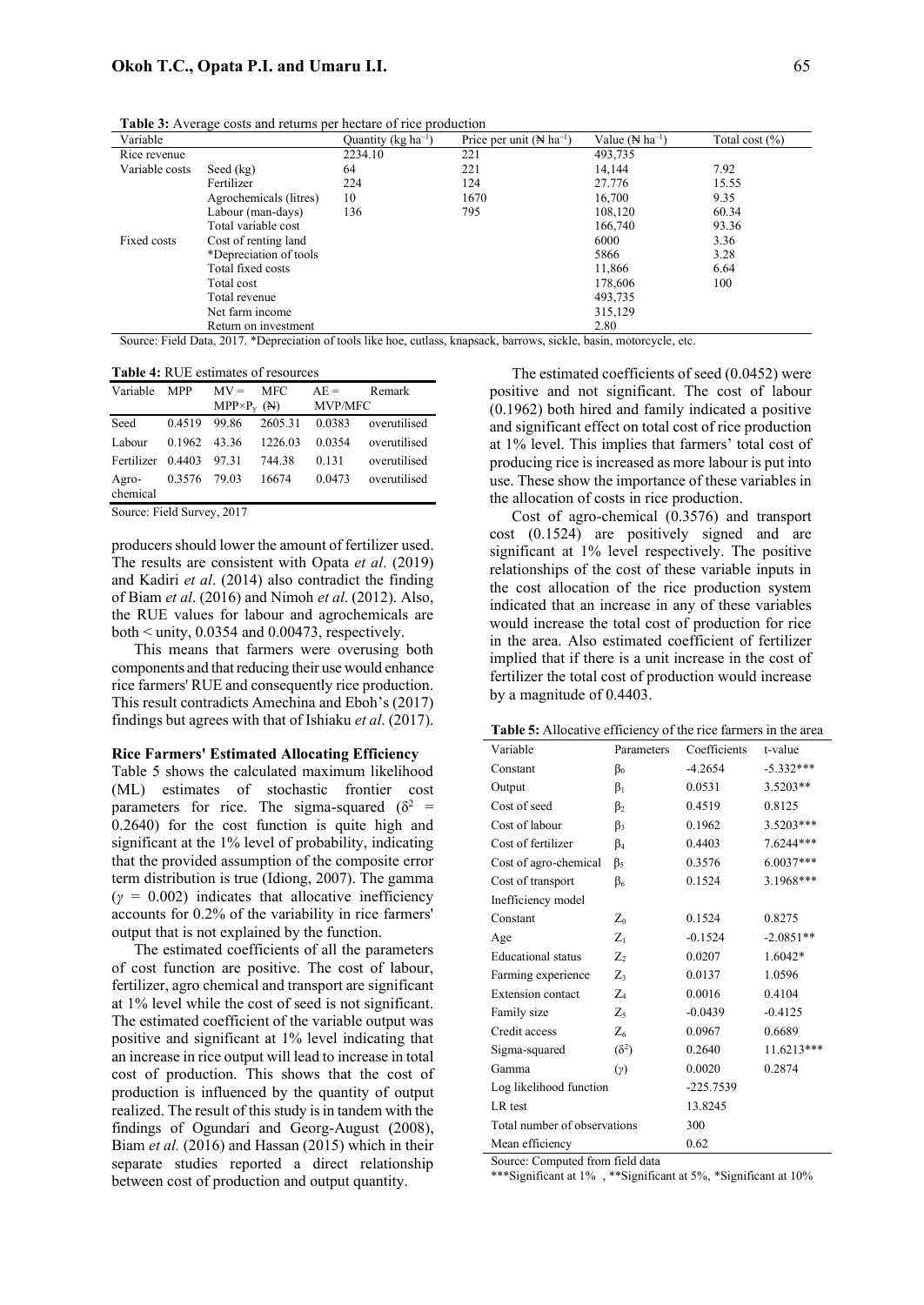**Table 3:** Average costs and returns per hectare of rice production

| Variable | | Quantity (kg ha$^{-1}$) | Price per unit (₦ ha$^{-1}$) | Value (₦ ha$^{-1}$) | Total cost (%) |
|---|---|---|---|---|---|
| Rice revenue | | 2234.10 | 221 | 493,735 | |
| Variable costs | Seed (kg) | 64 | 221 | 14,144 | 7.92 |
| | Fertilizer | 224 | 124 | 27.776 | 15.55 |
| | Agrochemicals (litres) | 10 | 1670 | 16,700 | 9.35 |
| | Labour (man-days) | 136 | 795 | 108,120 | 60.34 |
| | Total variable cost | | | 166,740 | 93.36 |
| Fixed costs | Cost of renting land | | | 6000 | 3.36 |
| | *Depreciation of tools | | | 5866 | 3.28 |
| | Total fixed costs | | | 11,866 | 6.64 |
| | Total cost | | | 178,606 | 100 |
| | Total revenue | | | 493,735 | |
| | Net farm income | | | 315,129 | |
| | Return on investment | | | 2.80 | |

Source: Field Data, 2017. *Depreciation of tools like hoe, cutlass, knapsack, barrows, sickle, basin, motorcycle, etc.

**Table 4:** RUE estimates of resources

| Variable | MPP | MV = MPP×P$_y$ | MFC (₦) | AE = MVP/MFC | Remark |
|---|---|---|---|---|---|
| Seed | 0.4519 | 99.86 | 2605.31 | 0.0383 | overutilised |
| Labour | 0.1962 | 43.36 | 1226.03 | 0.0354 | overutilised |
| Fertilizer | 0.4403 | 97.31 | 744.38 | 0.131 | overutilised |
| Agro-chemical | 0.3576 | 79.03 | 16674 | 0.0473 | overutilised |

Source: Field Survey, 2017

producers should lower the amount of fertilizer used. The results are consistent with Opata *et al*. (2019) and Kadiri *et al*. (2014) also contradict the finding of Biam *et al*. (2016) and Nimoh *et al*. (2012). Also, the RUE values for labour and agrochemicals are both < unity, 0.0354 and 0.00473, respectively.

This means that farmers were overusing both components and that reducing their use would enhance rice farmers' RUE and consequently rice production. This result contradicts Amechina and Eboh's (2017) findings but agrees with that of Ishiaku *et al*. (2017).

### Rice Farmers' Estimated Allocating Efficiency

Table 5 shows the calculated maximum likelihood (ML) estimates of stochastic frontier cost parameters for rice. The sigma-squared ($\delta^2$ = 0.2640) for the cost function is quite high and significant at the 1% level of probability, indicating that the provided assumption of the composite error term distribution is true (Idiong, 2007). The gamma ($\gamma$ = 0.002) indicates that allocative inefficiency accounts for 0.2% of the variability in rice farmers' output that is not explained by the function.

The estimated coefficients of all the parameters of cost function are positive. The cost of labour, fertilizer, agro chemical and transport are significant at 1% level while the cost of seed is not significant. The estimated coefficient of the variable output was positive and significant at 1% level indicating that an increase in rice output will lead to increase in total cost of production. This shows that the cost of production is influenced by the quantity of output realized. The result of this study is in tandem with the findings of Ogundari and Georg-August (2008), Biam *et al.* (2016) and Hassan (2015) which in their separate studies reported a direct relationship between cost of production and output quantity.

The estimated coefficients of seed (0.0452) were positive and not significant. The cost of labour (0.1962) both hired and family indicated a positive and significant effect on total cost of rice production at 1% level. This implies that farmers' total cost of producing rice is increased as more labour is put into use. These show the importance of these variables in the allocation of costs in rice production.

Cost of agro-chemical (0.3576) and transport cost (0.1524) are positively signed and are significant at 1% level respectively. The positive relationships of the cost of these variable inputs in the cost allocation of the rice production system indicated that an increase in any of these variables would increase the total cost of production for rice in the area. Also estimated coefficient of fertilizer implied that if there is a unit increase in the cost of fertilizer the total cost of production would increase by a magnitude of 0.4403.

**Table 5:** Allocative efficiency of the rice farmers in the area

| Variable | Parameters | Coefficients | t-value |
|---|---|---|---|
| Constant | $\beta_0$ | -4.2654 | -5.332*** |
| Output | $\beta_1$ | 0.0531 | 3.5203** |
| Cost of seed | $\beta_2$ | 0.4519 | 0.8125 |
| Cost of labour | $\beta_3$ | 0.1962 | 3.5203*** |
| Cost of fertilizer | $\beta_4$ | 0.4403 | 7.6244*** |
| Cost of agro-chemical | $\beta_5$ | 0.3576 | 6.0037*** |
| Cost of transport | $\beta_6$ | 0.1524 | 3.1968*** |
| Inefficiency model | | | |
| Constant | $Z_0$ | 0.1524 | 0.8275 |
| Age | $Z_1$ | -0.1524 | -2.0851** |
| Educational status | $Z_2$ | 0.0207 | 1.6042* |
| Farming experience | $Z_3$ | 0.0137 | 1.0596 |
| Extension contact | $Z_4$ | 0.0016 | 0.4104 |
| Family size | $Z_5$ | -0.0439 | -0.4125 |
| Credit access | $Z_6$ | 0.0967 | 0.6689 |
| Sigma-squared | ($\delta^2$) | 0.2640 | 11.6213*** |
| Gamma | ($\gamma$) | 0.0020 | 0.2874 |
| Log likelihood function | | -225.7539 | |
| LR test | | 13.8245 | |
| Total number of observations | | 300 | |
| Mean efficiency | | 0.62 | |

Source: Computed from field data

***Significant at 1%, **Significant at 5%, *Significant at 10%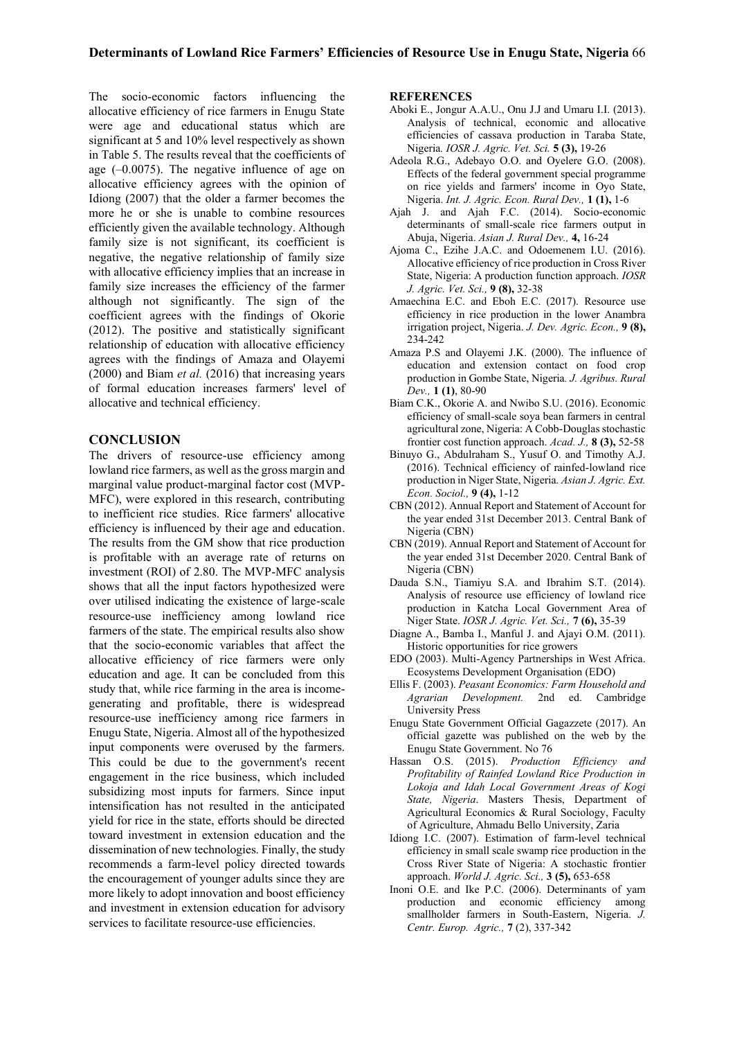The socio-economic factors influencing the allocative efficiency of rice farmers in Enugu State were age and educational status which are significant at 5 and 10% level respectively as shown in Table 5. The results reveal that the coefficients of age (–0.0075). The negative influence of age on allocative efficiency agrees with the opinion of Idiong (2007) that the older a farmer becomes the more he or she is unable to combine resources efficiently given the available technology. Although family size is not significant, its coefficient is negative, the negative relationship of family size with allocative efficiency implies that an increase in family size increases the efficiency of the farmer although not significantly. The sign of the coefficient agrees with the findings of Okorie (2012). The positive and statistically significant relationship of education with allocative efficiency agrees with the findings of Amaza and Olayemi (2000) and Biam *et al.* (2016) that increasing years of formal education increases farmers' level of allocative and technical efficiency.

## CONCLUSION

The drivers of resource-use efficiency among lowland rice farmers, as well as the gross margin and marginal value product-marginal factor cost (MVP-MFC), were explored in this research, contributing to inefficient rice studies. Rice farmers' allocative efficiency is influenced by their age and education. The results from the GM show that rice production is profitable with an average rate of returns on investment (ROI) of 2.80. The MVP-MFC analysis shows that all the input factors hypothesized were over utilised indicating the existence of large-scale resource-use inefficiency among lowland rice farmers of the state. The empirical results also show that the socio-economic variables that affect the allocative efficiency of rice farmers were only education and age. It can be concluded from this study that, while rice farming in the area is income-generating and profitable, there is widespread resource-use inefficiency among rice farmers in Enugu State, Nigeria. Almost all of the hypothesized input components were overused by the farmers. This could be due to the government's recent engagement in the rice business, which included subsidizing most inputs for farmers. Since input intensification has not resulted in the anticipated yield for rice in the state, efforts should be directed toward investment in extension education and the dissemination of new technologies. Finally, the study recommends a farm-level policy directed towards the encouragement of younger adults since they are more likely to adopt innovation and boost efficiency and investment in extension education for advisory services to facilitate resource-use efficiencies.

## REFERENCES

Aboki E., Jongur A.A.U., Onu J.J and Umaru I.I. (2013). Analysis of technical, economic and allocative efficiencies of cassava production in Taraba State, Nigeria. *IOSR J. Agric. Vet. Sci.* **5 (3),** 19-26

Adeola R.G., Adebayo O.O. and Oyelere G.O. (2008). Effects of the federal government special programme on rice yields and farmers' income in Oyo State, Nigeria. *Int. J. Agric. Econ. Rural Dev.,* **1 (1),** 1-6

Ajah J. and Ajah F.C. (2014). Socio-economic determinants of small-scale rice farmers output in Abuja, Nigeria. *Asian J. Rural Dev.,* **4,** 16-24

Ajoma C., Ezihe J.A.C. and Odoemenem I.U. (2016). Allocative efficiency of rice production in Cross River State, Nigeria: A production function approach. *IOSR J. Agric. Vet. Sci.,* **9 (8),** 32-38

Amaechina E.C. and Eboh E.C. (2017). Resource use efficiency in rice production in the lower Anambra irrigation project, Nigeria. *J. Dev. Agric. Econ.,* **9 (8),** 234-242

Amaza P.S and Olayemi J.K. (2000). The influence of education and extension contact on food crop production in Gombe State, Nigeria. *J. Agribus. Rural Dev.,* **1 (1)**, 80-90

Biam C.K., Okorie A. and Nwibo S.U. (2016). Economic efficiency of small-scale soya bean farmers in central agricultural zone, Nigeria: A Cobb-Douglas stochastic frontier cost function approach. *Acad. J.,* **8 (3),** 52-58

Binuyo G., Abdulraham S., Yusuf O. and Timothy A.J. (2016). Technical efficiency of rainfed-lowland rice production in Niger State, Nigeria. *Asian J. Agric. Ext. Econ. Sociol.,* **9 (4),** 1-12

CBN (2012). Annual Report and Statement of Account for the year ended 31st December 2013. Central Bank of Nigeria (CBN)

CBN (2019). Annual Report and Statement of Account for the year ended 31st December 2020. Central Bank of Nigeria (CBN)

Dauda S.N., Tiamiyu S.A. and Ibrahim S.T. (2014). Analysis of resource use efficiency of lowland rice production in Katcha Local Government Area of Niger State. *IOSR J. Agric. Vet. Sci.,* **7 (6),** 35-39

Diagne A., Bamba I., Manful J. and Ajayi O.M. (2011). Historic opportunities for rice growers

EDO (2003). Multi-Agency Partnerships in West Africa. Ecosystems Development Organisation (EDO)

Ellis F. (2003). *Peasant Economics: Farm Household and Agrarian Development.* 2nd ed. Cambridge University Press

Enugu State Government Official Gagazzete (2017). An official gazette was published on the web by the Enugu State Government. No 76

Hassan O.S. (2015). *Production Efficiency and Profitability of Rainfed Lowland Rice Production in Lokoja and Idah Local Government Areas of Kogi State, Nigeria*. Masters Thesis, Department of Agricultural Economics & Rural Sociology, Faculty of Agriculture, Ahmadu Bello University, Zaria

Idiong I.C. (2007). Estimation of farm-level technical efficiency in small scale swamp rice production in the Cross River State of Nigeria: A stochastic frontier approach. *World J. Agric. Sci.,* **3 (5),** 653-658

Inoni O.E. and Ike P.C. (2006). Determinants of yam production and economic efficiency among smallholder farmers in South-Eastern, Nigeria. *J. Centr. Europ. Agric.,* **7** (2), 337-342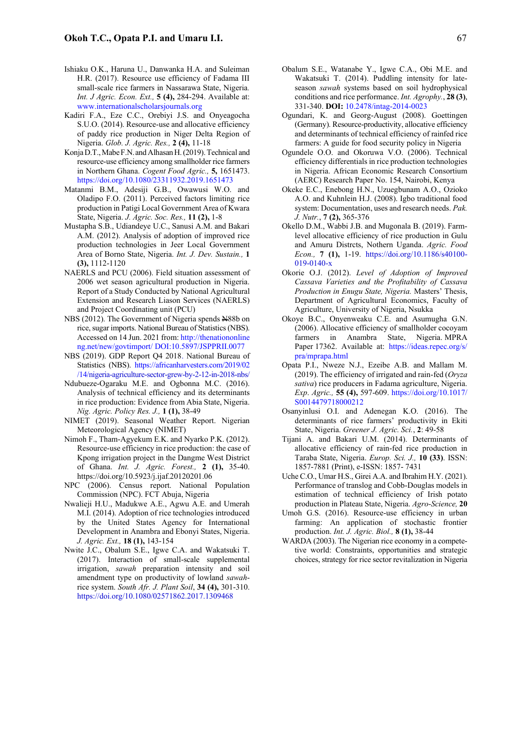Ishiaku O.K., Haruna U., Danwanka H.A. and Suleiman H.R. (2017). Resource use efficiency of Fadama III small-scale rice farmers in Nassarawa State, Nigeria. *Int. J Agric. Econ. Ext.,* **5 (4),** 284-294. Available at: www.internationalscholarsjournals.org

Kadiri F.A., Eze C.C., Orebiyi J.S. and Onyeagocha S.U.O. (2014). Resource-use and allocative efficiency of paddy rice production in Niger Delta Region of Nigeria. *Glob. J. Agric. Res.,* **2 (4),** 11-18

Konja D.T., Mabe F.N. and Alhasan H. (2019). Technical and resource-use efficiency among smallholder rice farmers in Northern Ghana. *Cogent Food Agric.,* **5,** 1651473. https://doi.org/10.1080/23311932.2019.1651473

Matanmi B.M., Adesiji G.B., Owawusi W.O. and Oladipo F.O. (2011). Perceived factors limiting rice production in Patigi Local Government Area of Kwara State, Nigeria. *J. Agric. Soc. Res.,* **11 (2),** 1-8

Mustapha S.B., Udiandeye U.C., Sanusi A.M. and Bakari A.M. (2012). Analysis of adoption of improved rice production technologies in Jeer Local Government Area of Borno State, Nigeria. *Int. J. Dev. Sustain.,* **1 (3),** 1112-1120

NAERLS and PCU (2006). Field situation assessment of 2006 wet season agricultural production in Nigeria. Report of a Study Conducted by National Agricultural Extension and Research Liason Services (NAERLS) and Project Coordinating unit (PCU)

NBS (2012). The Government of Nigeria spends ₦88b on rice, sugar imports. National Bureau of Statistics (NBS). Accessed on 14 Jun. 2021 from: http://thenationonline ng.net/new/govtimport/ DOI:10.5897/JSPPRII.0077

NBS (2019). GDP Report Q4 2018. National Bureau of Statistics (NBS). https://africanharvesters.com/2019/02 /14/nigeria-agriculture-sector-grew-by-2-12-in-2018-nbs/

Ndubueze-Ogaraku M.E. and Ogbonna M.C. (2016). Analysis of technical efficiency and its determinants in rice production: Evidence from Abia State, Nigeria. *Nig. Agric. Policy Res. J.,* **1 (1),** 38-49

NIMET (2019). Seasonal Weather Report. Nigerian Meteorological Agency (NIMET)

Nimoh F., Tham-Agyekum E.K. and Nyarko P.K. (2012). Resource-use efficiency in rice production: the case of Kpong irrigation project in the Dangme West District of Ghana. *Int. J. Agric. Forest.,* **2 (1),** 35-40. https://doi.org/10.5923/j.ijaf.20120201.06

NPC (2006). Census report. National Population Commission (NPC). FCT Abuja, Nigeria

Nwalieji H.U., Madukwe A.E., Agwu A.E. and Umerah M.I. (2014). Adoption of rice technologies introduced by the United States Agency for International Development in Anambra and Ebonyi States, Nigeria. *J. Agric. Ext.,* **18 (1),** 143-154

Nwite J.C., Obalum S.E., Igwe C.A. and Wakatsuki T. (2017). Interaction of small-scale supplemental irrigation, *sawah* preparation intensity and soil amendment type on productivity of lowland *sawah*-rice system. *South Afr. J. Plant Soil*, **34 (4),** 301-310. https://doi.org/10.1080/02571862.2017.1309468

Obalum S.E., Watanabe Y., Igwe C.A., Obi M.E. and Wakatsuki T. (2014). Puddling intensity for late-season *sawah* systems based on soil hydrophysical conditions and rice performance. *Int. Agrophy.*, **28 (3)**, 331-340. **DOI:** 10.2478/intag-2014-0023

Ogundari, K. and Georg-August (2008). Goettingen (Germany). Resource-productivity, allocative efficiency and determinants of technical efficiency of rainfed rice farmers: A guide for food security policy in Nigeria

Ogundele O.O. and Okoruwa V.O. (2006). Technical efficiency differentials in rice production technologies in Nigeria. African Economic Research Consortium (AERC) Research Paper No. 154, Nairobi, Kenya

Okeke E.C., Enebong H.N., Uzuegbunam A.O., Ozioko A.O. and Kuhnlein H.J. (2008). Igbo traditional food system: Documentation, uses and research needs. *Pak. J. Nutr.*, **7 (2),** 365-376

Okello D.M., Wabbi J.B. and Mugonala B. (2019). Farm-level allocative efficiency of rice production in Gulu and Amuru Distrcts, Nothern Uganda. *Agric. Food Econ.,* **7 (1),** 1-19. https://doi.org/10.1186/s40100-019-0140-x

Okorie O.J. (2012). *Level of Adoption of Improved Cassava Varieties and the Profitability of Cassava Production in Enugu State, Nigeria.* Masters' Thesis, Department of Agricultural Economics, Faculty of Agriculture, University of Nigeria, Nsukka

Okoye B.C., Onyenweaku C.E. and Asumugha G.N. (2006). Allocative efficiency of smallholder cocoyam farmers in Anambra State, Nigeria. MPRA Paper 17362. Available at: https://ideas.repec.org/s/pra/mprapa.html

Opata P.I., Nweze N.J., Ezeibe A.B. and Mallam M. (2019). The efficiency of irrigated and rain-fed (*Oryza sativa*) rice producers in Fadama agriculture, Nigeria. *Exp. Agric.,* **55 (4),** 597-609. https://doi.org/10.1017/S0014479718000212

Osanyinlusi O.I. and Adenegan K.O. (2016). The determinants of rice farmers' productivity in Ekiti State, Nigeria. *Greener J. Agric. Sci.*, **2**: 49-58

Tijani A. and Bakari U.M. (2014). Determinants of allocative efficiency of rain-fed rice production in Taraba State, Nigeria. *Europ. Sci. J.,* **10 (33)**. ISSN: 1857-7881 (Print), e-ISSN: 1857- 7431

Uche C.O., Umar H.S., Girei A.A. and Ibrahim H.Y. (2021). Performance of translog and Cobb-Douglas models in estimation of technical efficiency of Irish potato production in Plateau State, Nigeria. *Agro-Science,* **20**

Umoh G.S. (2016). Resource-use efficiency in urban farming: An application of stochastic frontier production. *Int. J. Agric. Biol.,* **8 (1),** 38-44

WARDA (2003). The Nigerian rice economy in a competetive world: Constraints, opportunities and strategic choices, strategy for rice sector revitalization in Nigeria